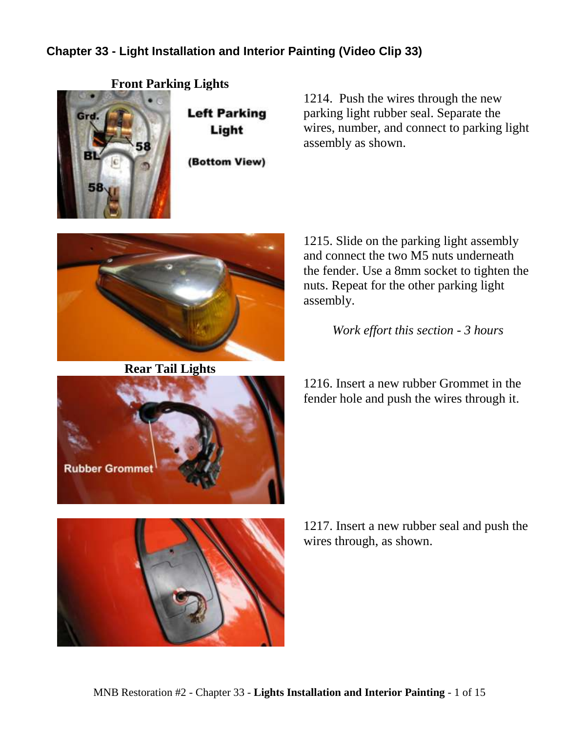# Chapter 33 - Light Installation and Interior Painting (Video Clip 33)

## Front Parking Lights

Left Parking Light

(Bottom View)

1214. Push the wires through the new parking light rubber seal. Separate the wires, number, and connect to parking light assembly as shown.

1215. Slide on the parking light assembly and connect the two M5 nuts underneath the fender. Use a 8mm socket to tighten the nuts. Repeat for the other parking light assembly.

*Work effort this section - 3 hours*

## Rear Tail Lights

1216. Insert a new rubber Grommet in the fender hole and push the wires through it.

1217. Insert a new rubber seal and push the wires through, as shown.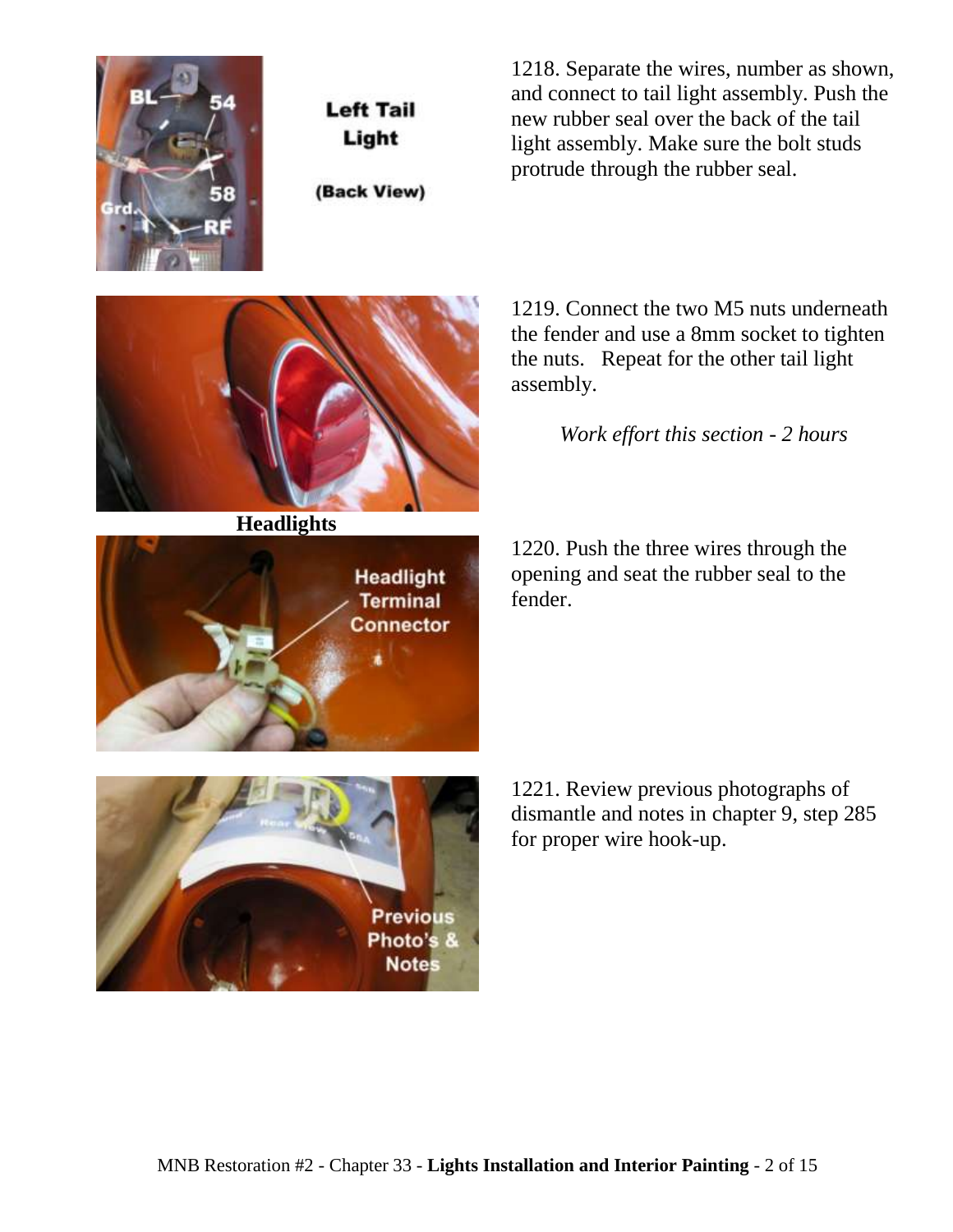Left Tail Light

(Back View)

1218. Separate the wires, number as shown, and connect to tail light assembly. Push the new rubber seal over the back of the tail light assembly. Make sure the bolt studs protrude through the rubber seal.

1219. Connect the two M5 nuts underneath the fender and use a 8mm socket to tighten the nuts.   Repeat for the other tail light assembly.

*Work effort this section - 2 hours*

## Headlights

1220. Push the three wires through the opening and seat the rubber seal to the fender.

1221. Review previous photographs of dismantle and notes in chapter 9, step 285 for proper wire hook-up.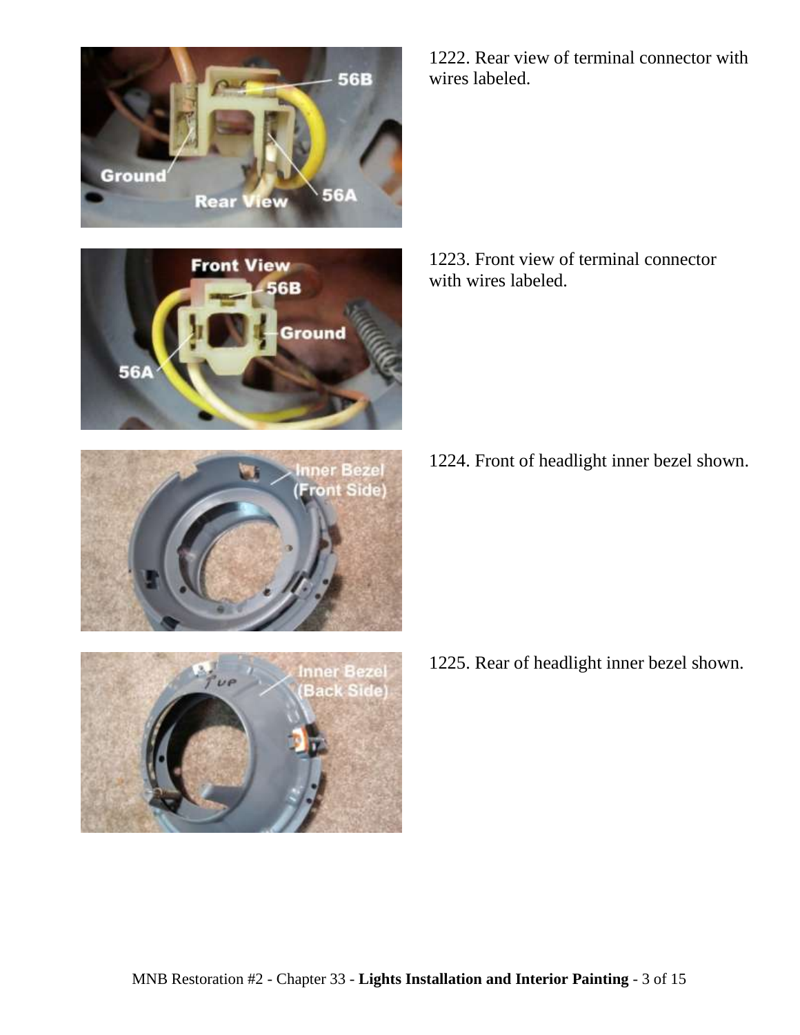1222. Rear view of terminal connector with wires labeled.

1223. Front view of terminal connector with wires labeled.

1224. Front of headlight inner bezel shown.

1225. Rear of headlight inner bezel shown.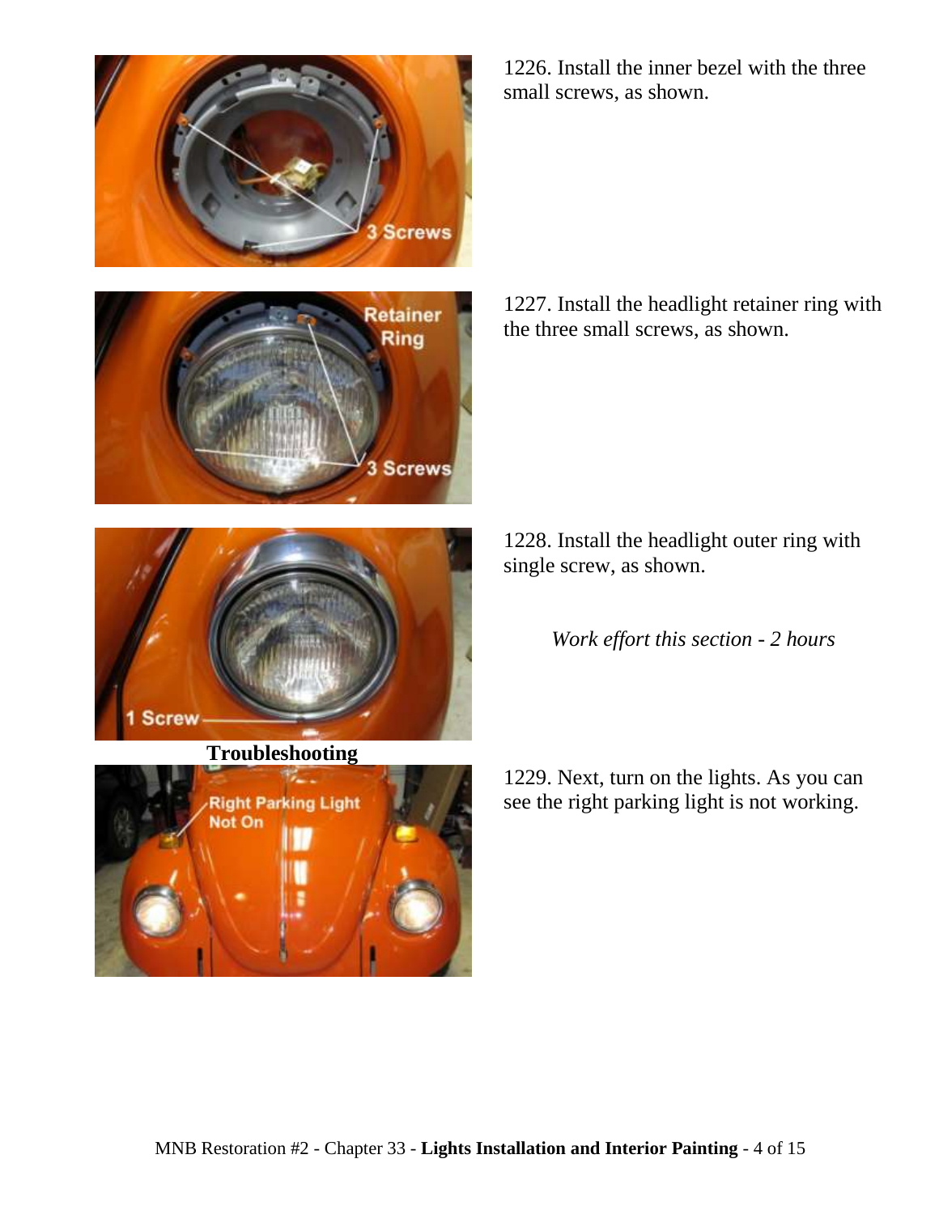1226. Install the inner bezel with the three small screws, as shown.

1227. Install the headlight retainer ring with the three small screws, as shown.

1228. Install the headlight outer ring with single screw, as shown.

*Work effort this section - 2 hours*

**Troubleshooting**

1229. Next, turn on the lights. As you can see the right parking light is not working.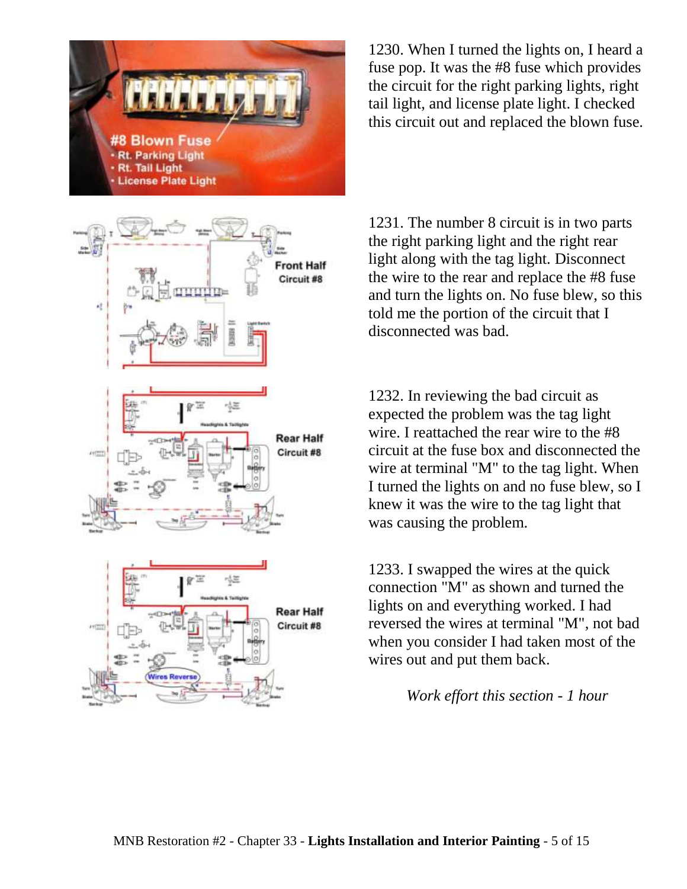1230. When I turned the lights on, I heard a fuse pop. It was the #8 fuse which provides the circuit for the right parking lights, right tail light, and license plate light. I checked this circuit out and replaced the blown fuse.

1231. The number 8 circuit is in two parts the right parking light and the right rear light along with the tag light. Disconnect the wire to the rear and replace the #8 fuse and turn the lights on. No fuse blew, so this told me the portion of the circuit that I disconnected was bad.

1232. In reviewing the bad circuit as expected the problem was the tag light wire. I reattached the rear wire to the #8 circuit at the fuse box and disconnected the wire at terminal "M" to the tag light. When I turned the lights on and no fuse blew, so I knew it was the wire to the tag light that was causing the problem.

1233. I swapped the wires at the quick connection "M" as shown and turned the lights on and everything worked. I had reversed the wires at terminal "M", not bad when you consider I had taken most of the wires out and put them back.

*Work effort this section - 1 hour*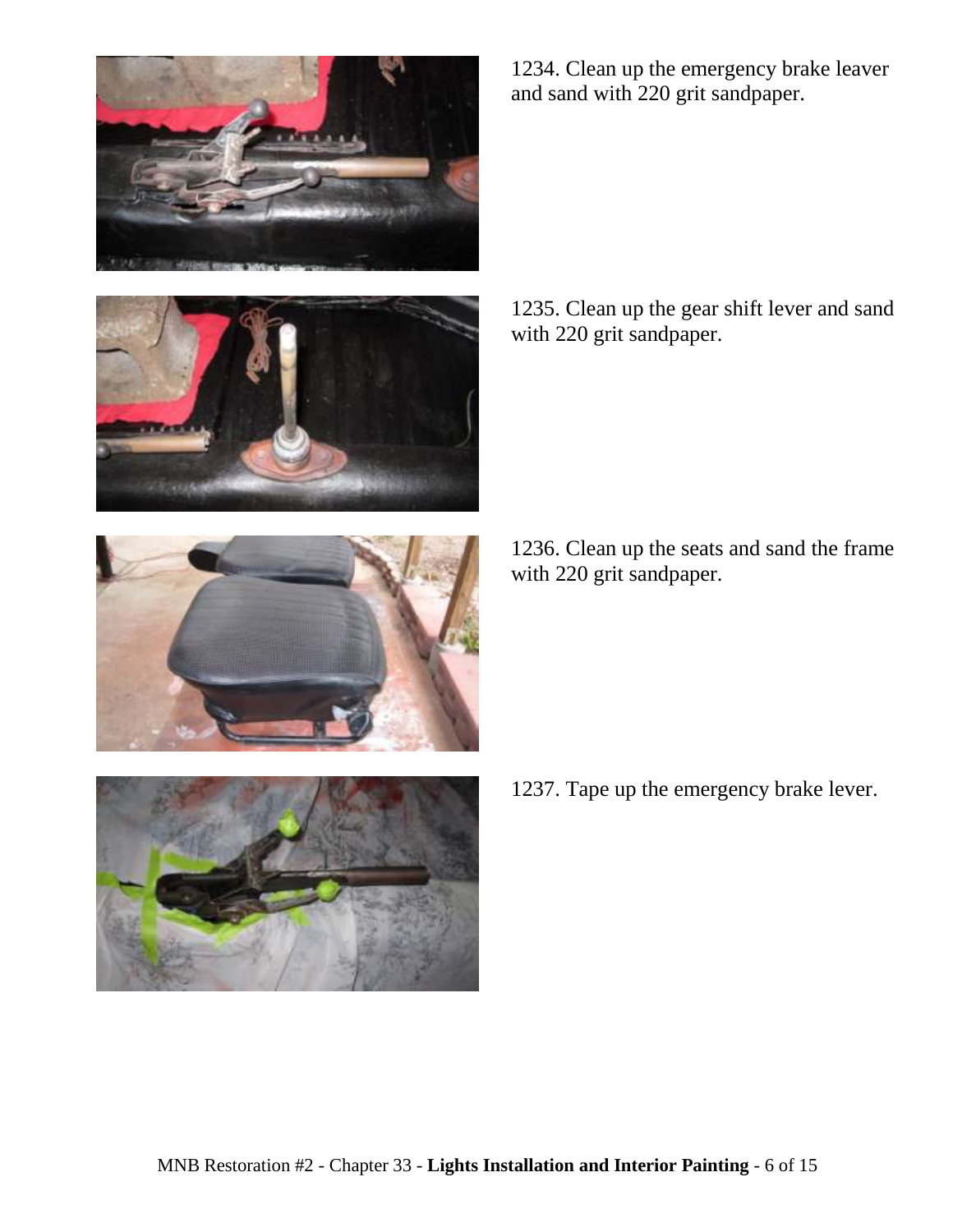1234. Clean up the emergency brake leaver and sand with 220 grit sandpaper.

1235. Clean up the gear shift lever and sand with 220 grit sandpaper.

1236. Clean up the seats and sand the frame with 220 grit sandpaper.

1237. Tape up the emergency brake lever.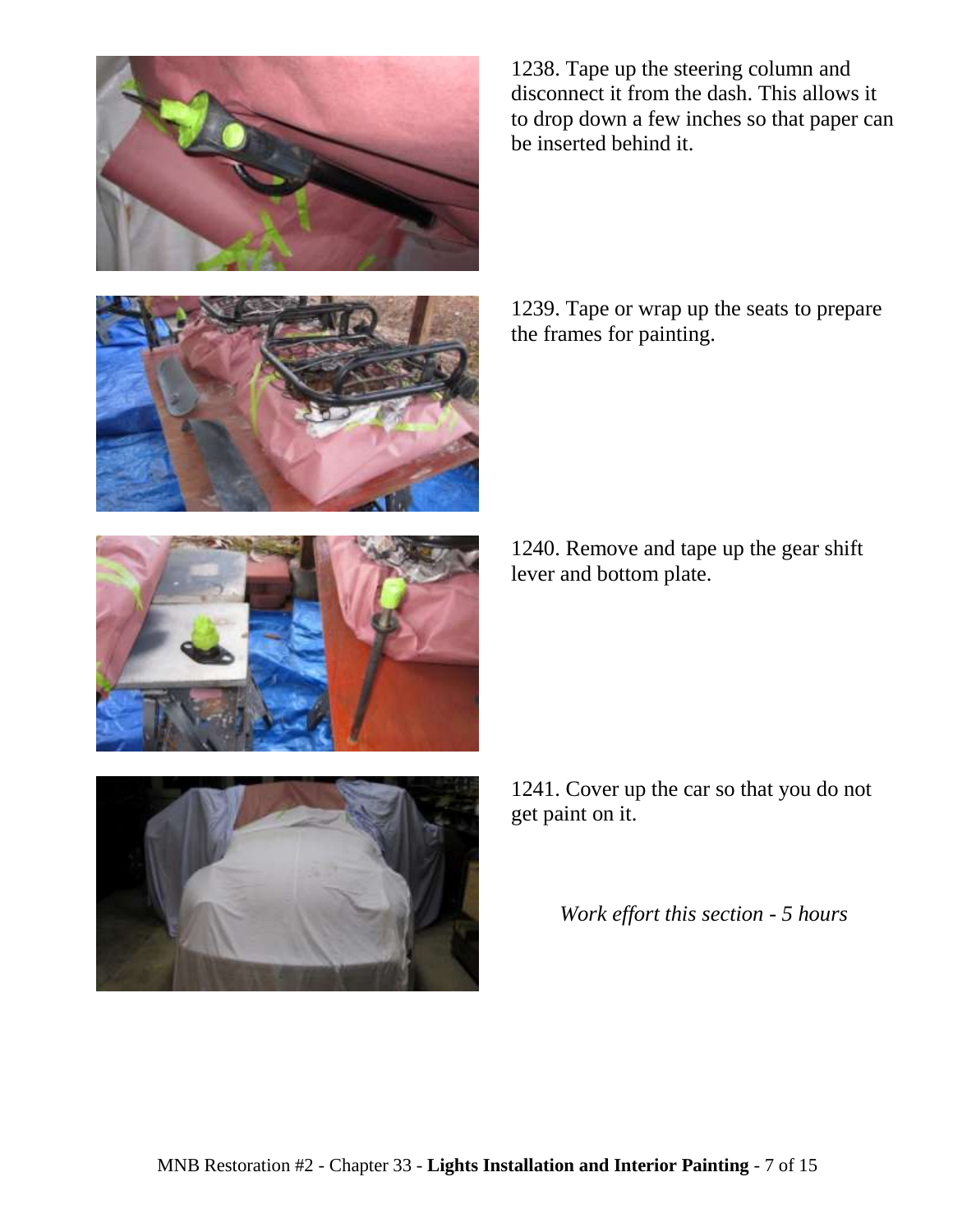1238. Tape up the steering column and disconnect it from the dash. This allows it to drop down a few inches so that paper can be inserted behind it.

1239. Tape or wrap up the seats to prepare the frames for painting.

1240. Remove and tape up the gear shift lever and bottom plate.

1241. Cover up the car so that you do not get paint on it.

*Work effort this section - 5 hours*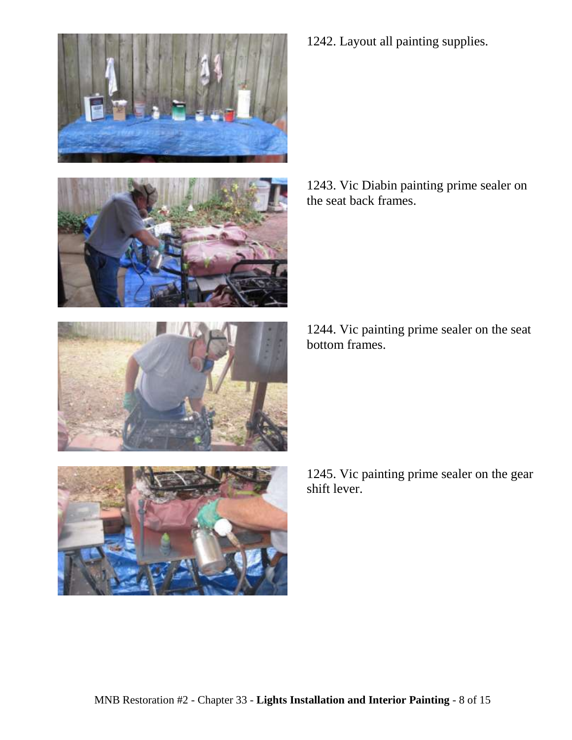1242. Layout all painting supplies.

1243. Vic Diabin painting prime sealer on the seat back frames.

1244. Vic painting prime sealer on the seat bottom frames.

1245. Vic painting prime sealer on the gear shift lever.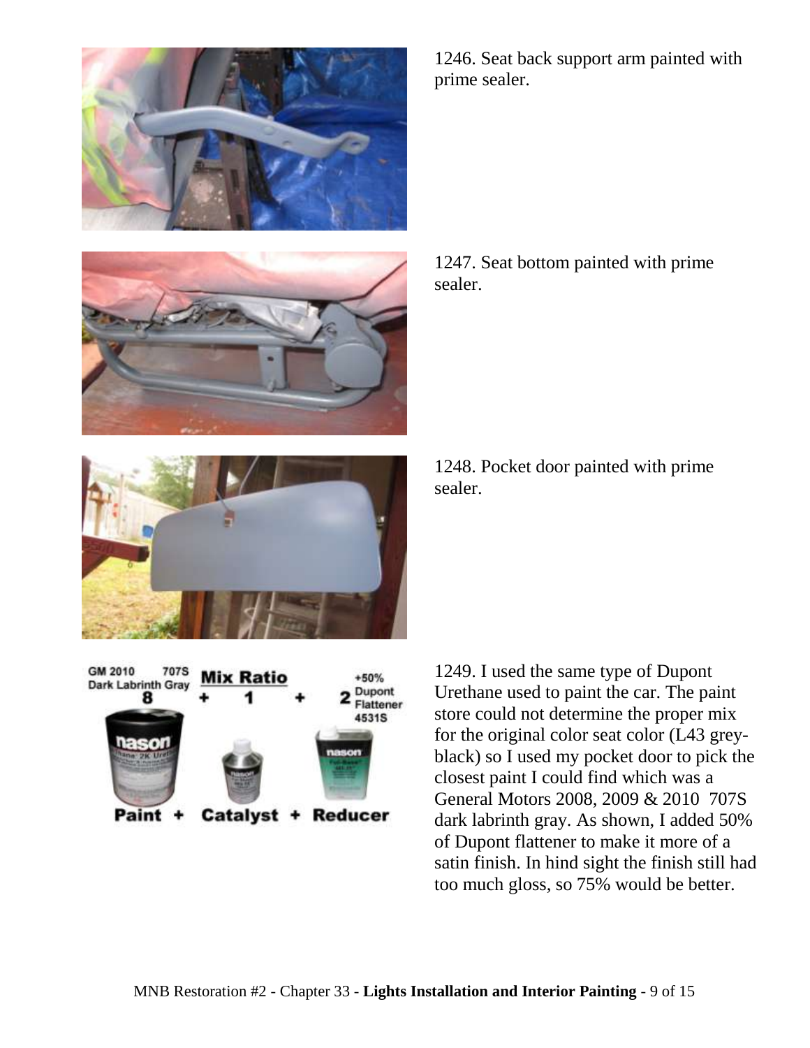1246. Seat back support arm painted with prime sealer.

1247. Seat bottom painted with prime sealer.

1248. Pocket door painted with prime sealer.

1249. I used the same type of Dupont Urethane used to paint the car. The paint store could not determine the proper mix for the original color seat color (L43 grey-black) so I used my pocket door to pick the closest paint I could find which was a General Motors 2008, 2009 & 2010 707S dark labrinth gray. As shown, I added 50% of Dupont flattener to make it more of a satin finish. In hind sight the finish still had too much gloss, so 75% would be better.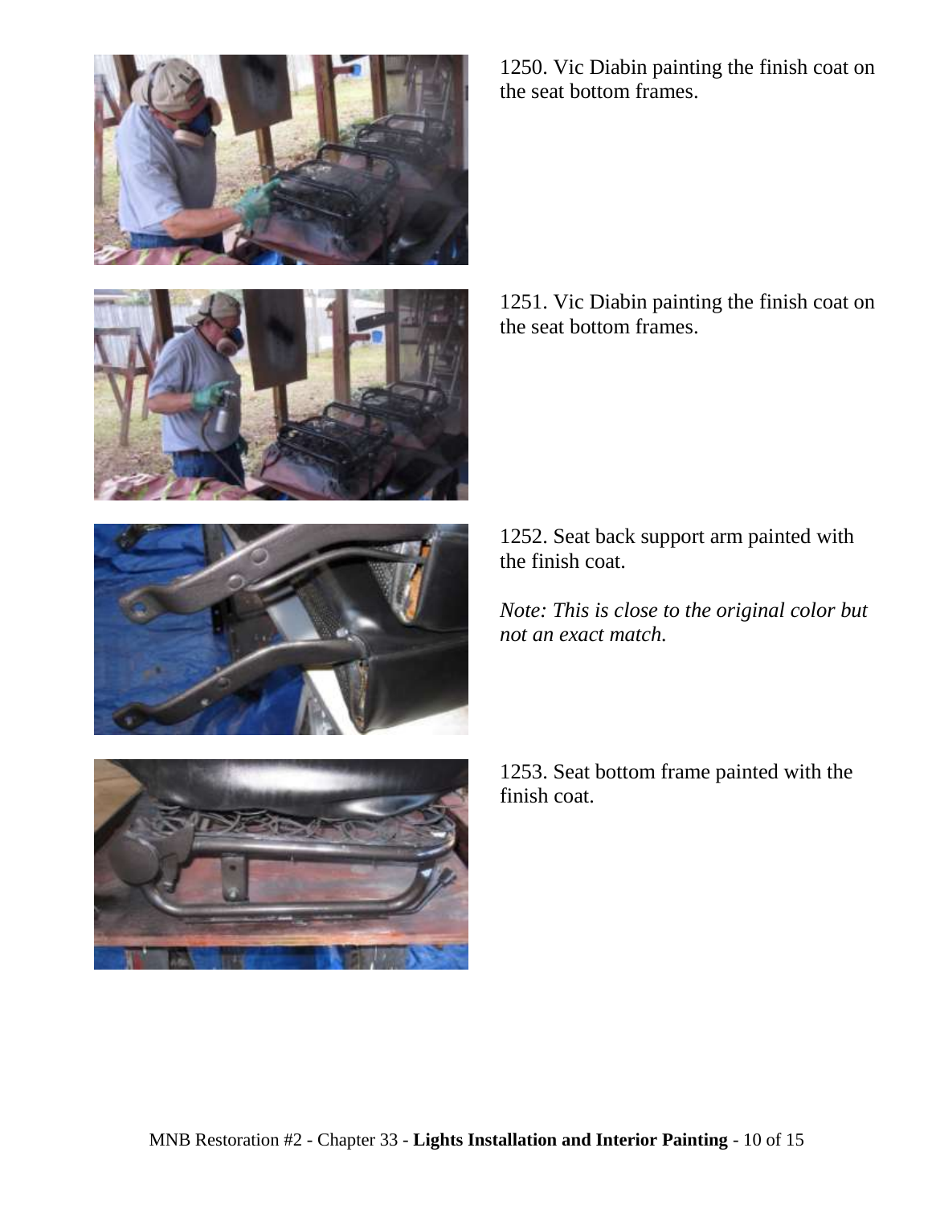1250. Vic Diabin painting the finish coat on the seat bottom frames.

1251. Vic Diabin painting the finish coat on the seat bottom frames.

1252. Seat back support arm painted with the finish coat.

*Note: This is close to the original color but not an exact match.*

1253. Seat bottom frame painted with the finish coat.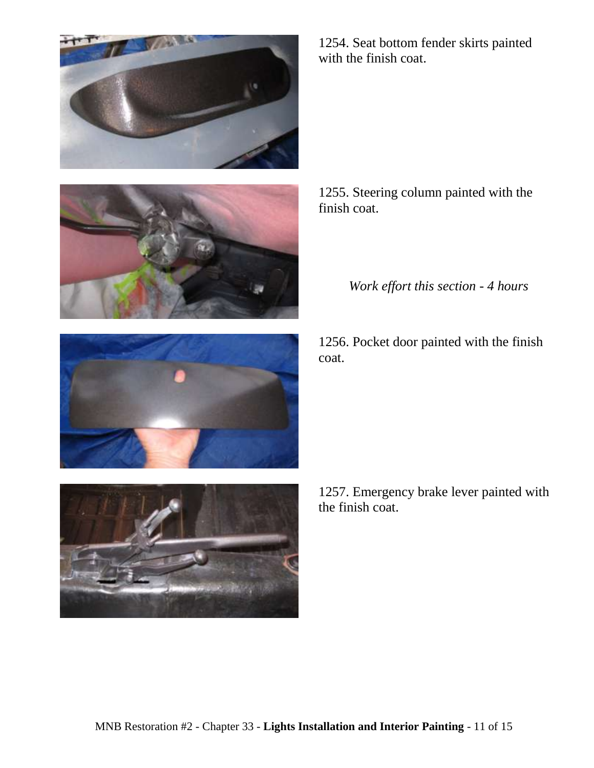1254. Seat bottom fender skirts painted with the finish coat.

1255. Steering column painted with the finish coat.

*Work effort this section - 4 hours*

1256. Pocket door painted with the finish coat.

1257. Emergency brake lever painted with the finish coat.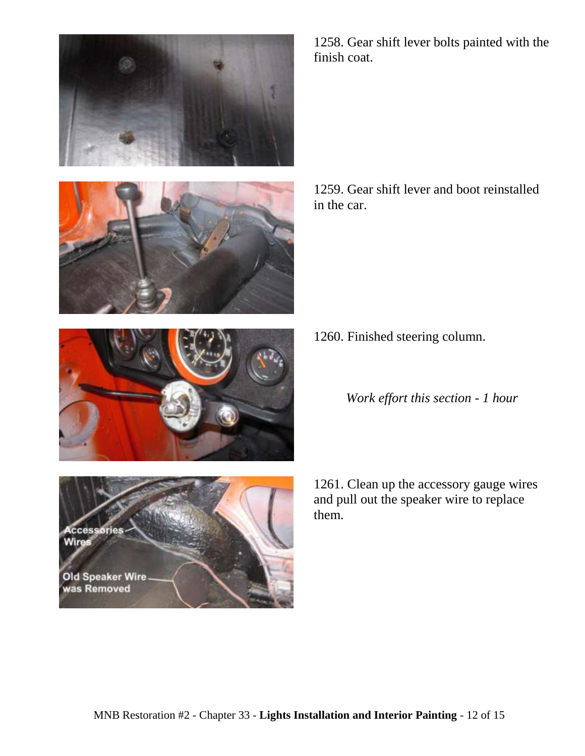1258. Gear shift lever bolts painted with the finish coat.

1259. Gear shift lever and boot reinstalled in the car.

1260. Finished steering column.

*Work effort this section - 1 hour*

1261. Clean up the accessory gauge wires and pull out the speaker wire to replace them.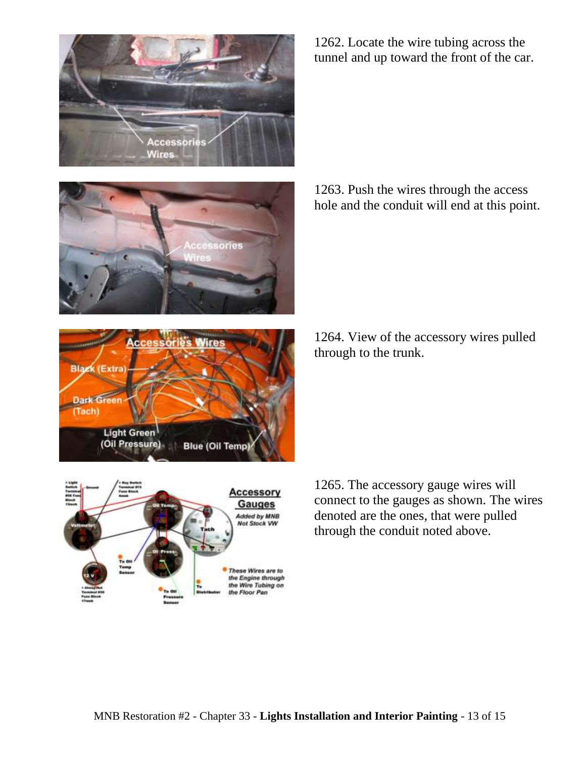1262. Locate the wire tubing across the tunnel and up toward the front of the car.

1263. Push the wires through the access hole and the conduit will end at this point.

1264. View of the accessory wires pulled through to the trunk.

1265. The accessory gauge wires will connect to the gauges as shown. The wires denoted are the ones, that were pulled through the conduit noted above.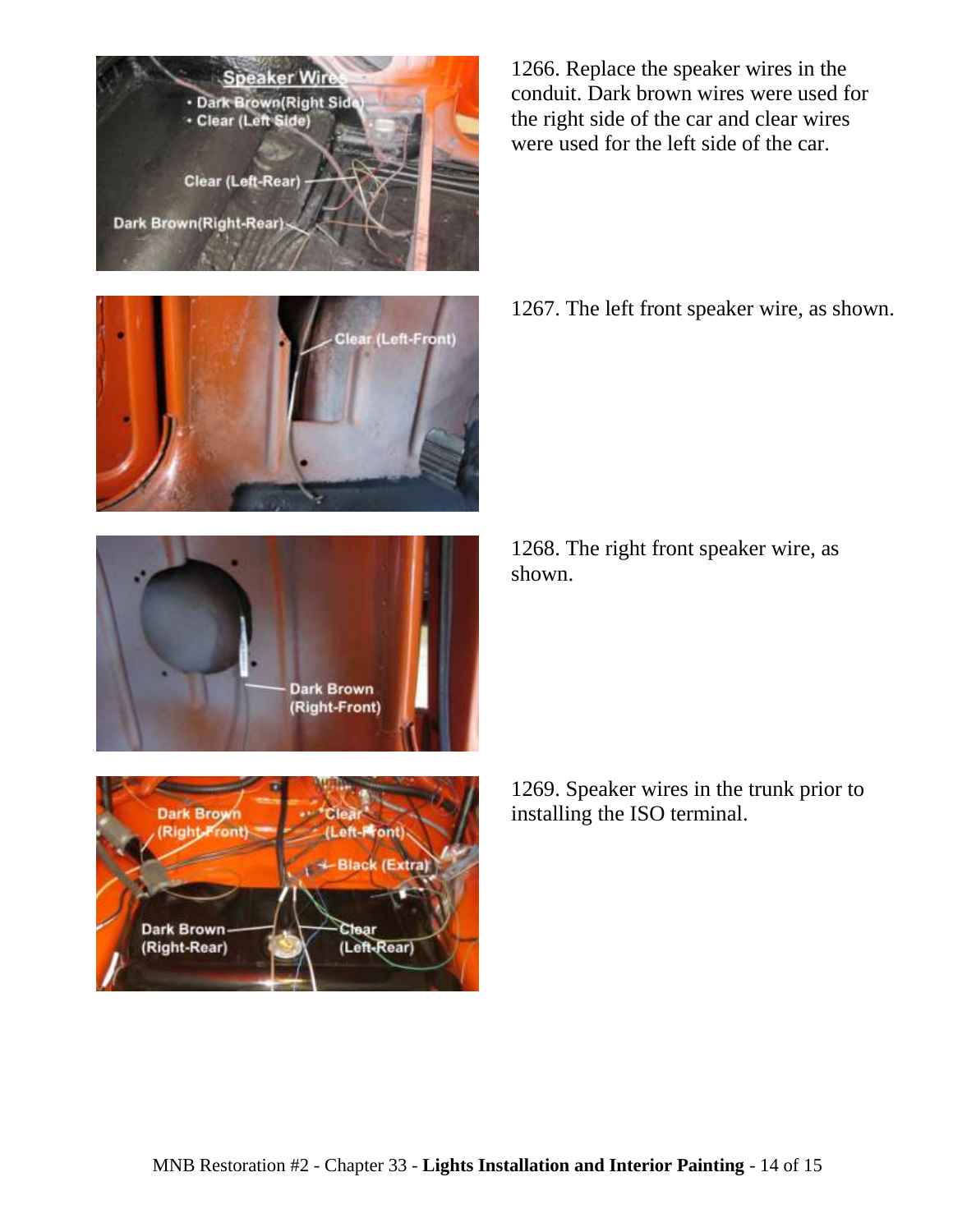1266. Replace the speaker wires in the conduit. Dark brown wires were used for the right side of the car and clear wires were used for the left side of the car.

1267. The left front speaker wire, as shown.

1268. The right front speaker wire, as shown.

1269. Speaker wires in the trunk prior to installing the ISO terminal.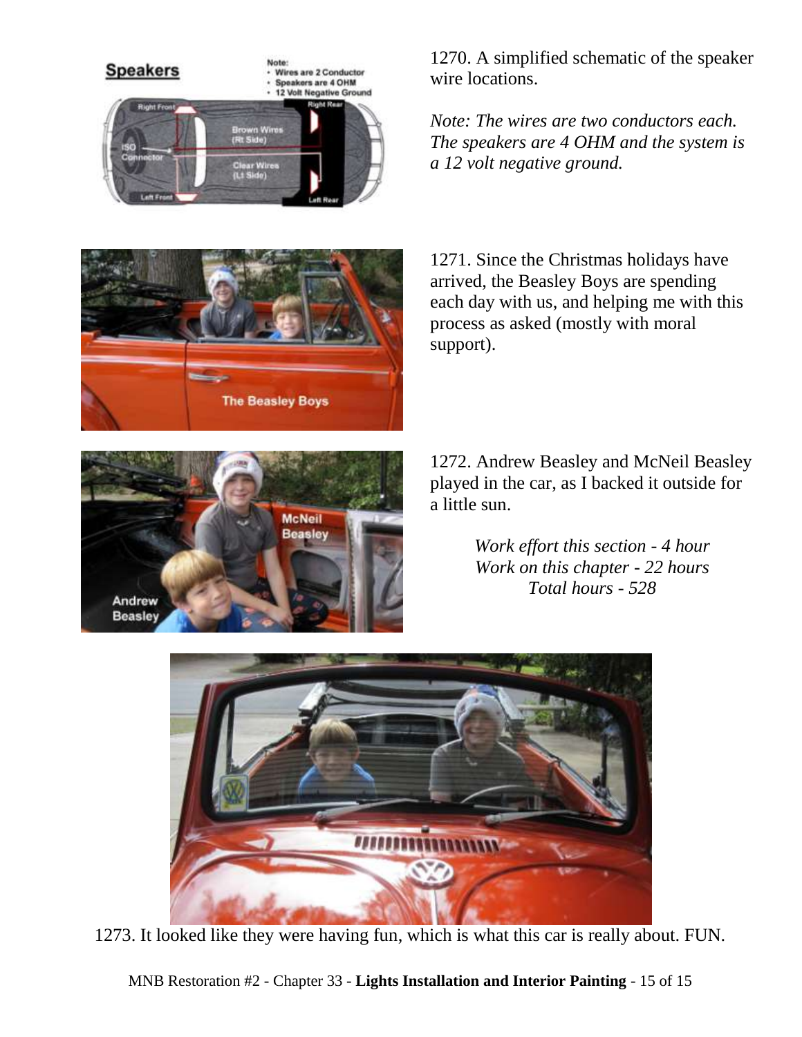1270. A simplified schematic of the speaker wire locations.

*Note: The wires are two conductors each. The speakers are 4 OHM and the system is a 12 volt negative ground.*

1271. Since the Christmas holidays have arrived, the Beasley Boys are spending each day with us, and helping me with this process as asked (mostly with moral support).

1272. Andrew Beasley and McNeil Beasley played in the car, as I backed it outside for a little sun.

*Work effort this section - 4 hour*
*Work on this chapter - 22 hours*
*Total hours - 528*

1273. It looked like they were having fun, which is what this car is really about. FUN.